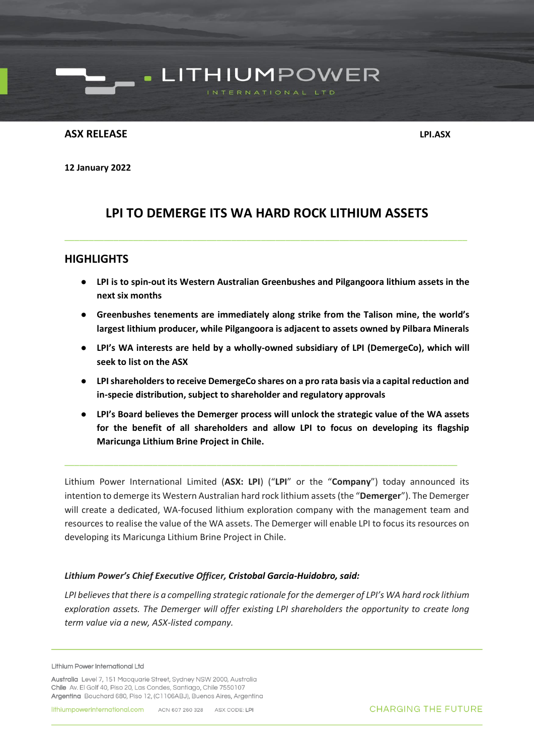**ASX RELEASE** **LPI.ASX**

**12 January 2022**

# LPI TO DEMERGE ITS WA HARD ROCK LITHIUM ASSETS

## HIGHLIGHTS

- **LPI is to spin-out its Western Australian Greenbushes and Pilgangoora lithium assets in the next six months**
- **Greenbushes tenements are immediately along strike from the Talison mine, the world's largest lithium producer, while Pilgangoora is adjacent to assets owned by Pilbara Minerals**
- **LPI's WA interests are held by a wholly-owned subsidiary of LPI (DemergeCo), which will seek to list on the ASX**
- **LPI shareholders to receive DemergeCo shares on a pro rata basis via a capital reduction and in-specie distribution, subject to shareholder and regulatory approvals**
- **LPI's Board believes the Demerger process will unlock the strategic value of the WA assets for the benefit of all shareholders and allow LPI to focus on developing its flagship Maricunga Lithium Brine Project in Chile.**

Lithium Power International Limited (**ASX: LPI**) ("**LPI**" or the "**Company**") today announced its intention to demerge its Western Australian hard rock lithium assets (the "**Demerger**"). The Demerger will create a dedicated, WA-focused lithium exploration company with the management team and resources to realise the value of the WA assets. The Demerger will enable LPI to focus its resources on developing its Maricunga Lithium Brine Project in Chile.

***Lithium Power's Chief Executive Officer, Cristobal Garcia-Huidobro, said:***

*LPI believes that there is a compelling strategic rationale for the demerger of LPI's WA hard rock lithium exploration assets. The Demerger will offer existing LPI shareholders the opportunity to create long term value via a new, ASX-listed company.*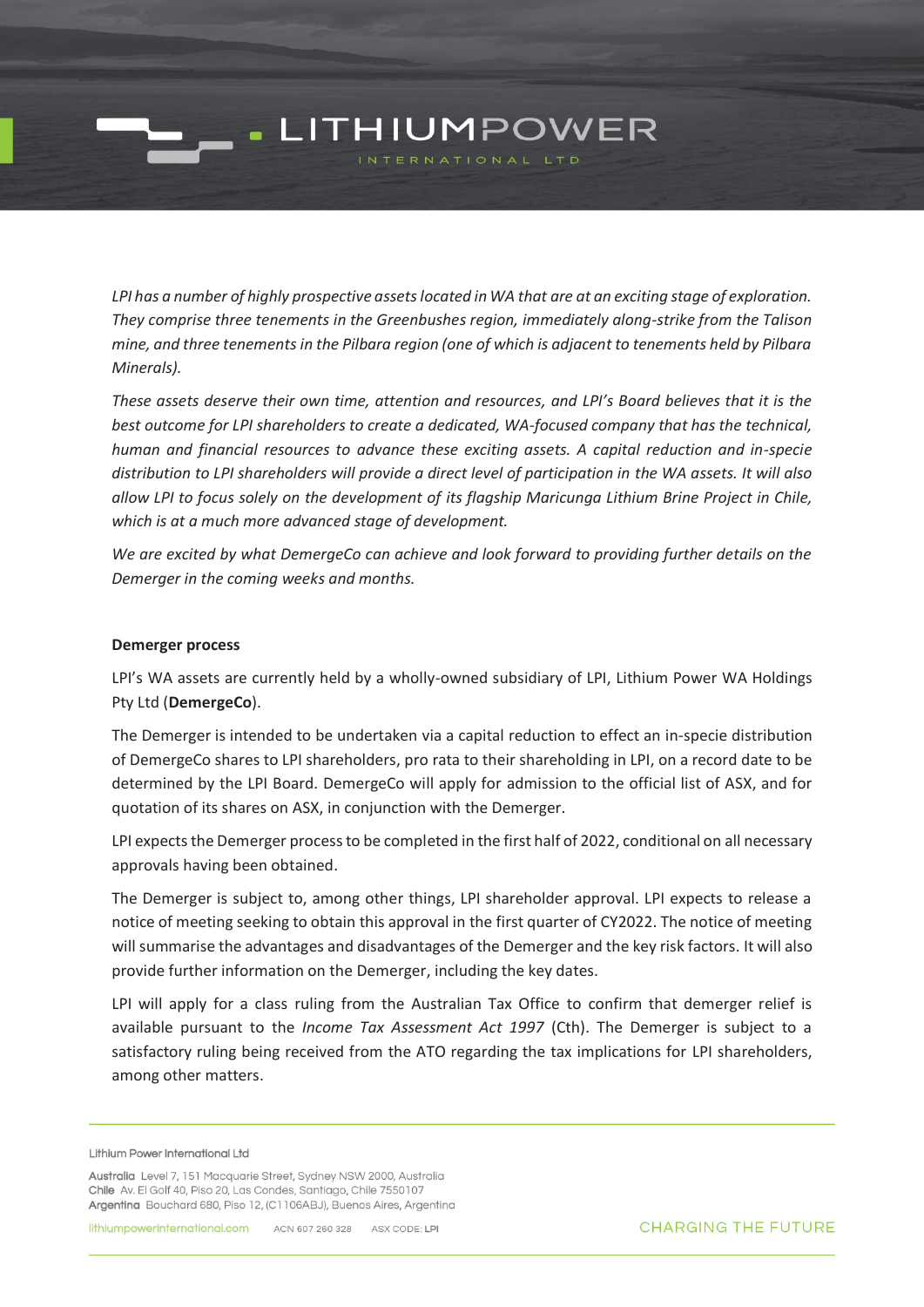*LPI has a number of highly prospective assets located in WA that are at an exciting stage of exploration. They comprise three tenements in the Greenbushes region, immediately along-strike from the Talison mine, and three tenements in the Pilbara region (one of which is adjacent to tenements held by Pilbara Minerals).*

*These assets deserve their own time, attention and resources, and LPI's Board believes that it is the best outcome for LPI shareholders to create a dedicated, WA-focused company that has the technical, human and financial resources to advance these exciting assets. A capital reduction and in-specie distribution to LPI shareholders will provide a direct level of participation in the WA assets. It will also allow LPI to focus solely on the development of its flagship Maricunga Lithium Brine Project in Chile, which is at a much more advanced stage of development.*

*We are excited by what DemergeCo can achieve and look forward to providing further details on the Demerger in the coming weeks and months.*

**Demerger process**

LPI's WA assets are currently held by a wholly-owned subsidiary of LPI, Lithium Power WA Holdings Pty Ltd (**DemergeCo**).

The Demerger is intended to be undertaken via a capital reduction to effect an in-specie distribution of DemergeCo shares to LPI shareholders, pro rata to their shareholding in LPI, on a record date to be determined by the LPI Board. DemergeCo will apply for admission to the official list of ASX, and for quotation of its shares on ASX, in conjunction with the Demerger.

LPI expects the Demerger process to be completed in the first half of 2022, conditional on all necessary approvals having been obtained.

The Demerger is subject to, among other things, LPI shareholder approval. LPI expects to release a notice of meeting seeking to obtain this approval in the first quarter of CY2022. The notice of meeting will summarise the advantages and disadvantages of the Demerger and the key risk factors. It will also provide further information on the Demerger, including the key dates.

LPI will apply for a class ruling from the Australian Tax Office to confirm that demerger relief is available pursuant to the *Income Tax Assessment Act 1997* (Cth). The Demerger is subject to a satisfactory ruling being received from the ATO regarding the tax implications for LPI shareholders, among other matters.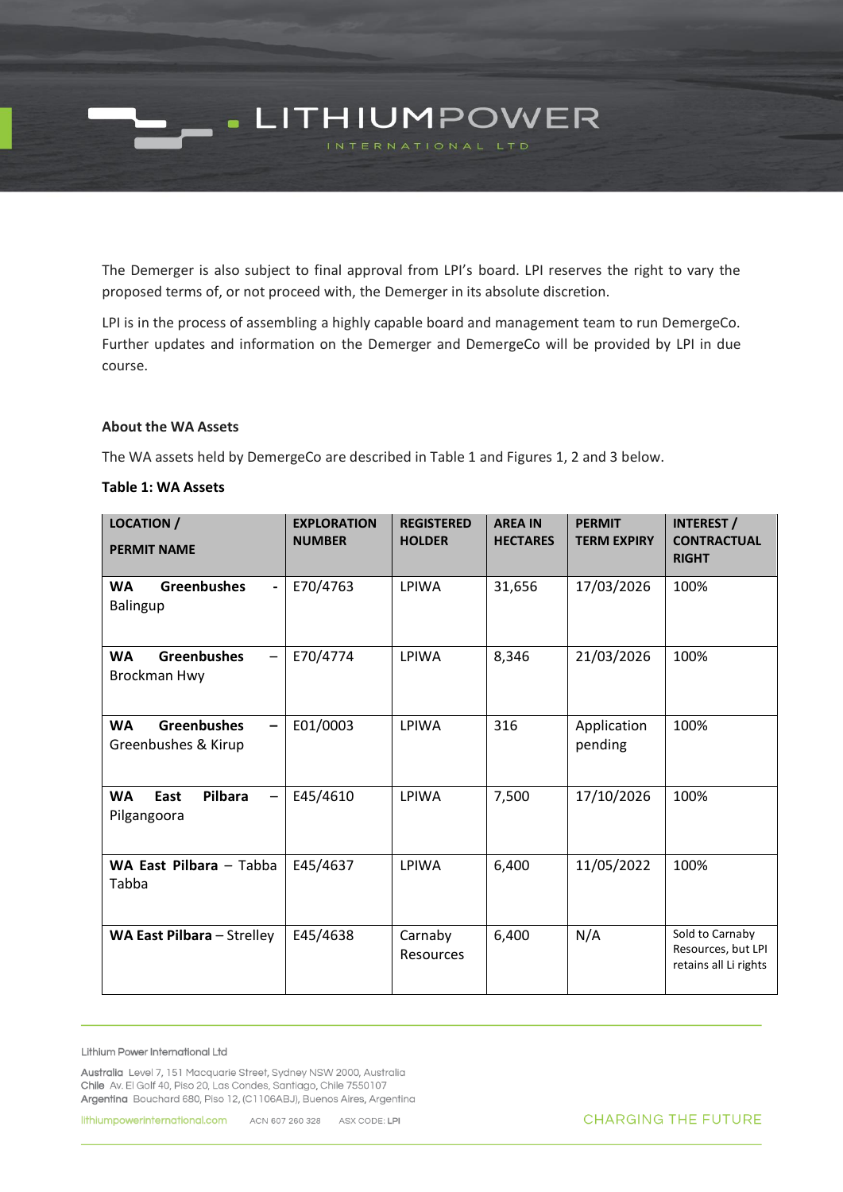The Demerger is also subject to final approval from LPI's board. LPI reserves the right to vary the proposed terms of, or not proceed with, the Demerger in its absolute discretion.

LPI is in the process of assembling a highly capable board and management team to run DemergeCo. Further updates and information on the Demerger and DemergeCo will be provided by LPI in due course.

**About the WA Assets**

The WA assets held by DemergeCo are described in Table 1 and Figures 1, 2 and 3 below.

**Table 1: WA Assets**

| LOCATION / PERMIT NAME | EXPLORATION NUMBER | REGISTERED HOLDER | AREA IN HECTARES | PERMIT TERM EXPIRY | INTEREST / CONTRACTUAL RIGHT |
|---|---|---|---|---|---|
| **WA Greenbushes** - Balingup | E70/4763 | LPIWA | 31,656 | 17/03/2026 | 100% |
| **WA Greenbushes** – Brockman Hwy | E70/4774 | LPIWA | 8,346 | 21/03/2026 | 100% |
| **WA Greenbushes** – Greenbushes & Kirup | E01/0003 | LPIWA | 316 | Application pending | 100% |
| **WA East Pilbara** – Pilgangoora | E45/4610 | LPIWA | 7,500 | 17/10/2026 | 100% |
| **WA East Pilbara** – Tabba Tabba | E45/4637 | LPIWA | 6,400 | 11/05/2022 | 100% |
| **WA East Pilbara** – Strelley | E45/4638 | Carnaby Resources | 6,400 | N/A | Sold to Carnaby Resources, but LPI retains all Li rights |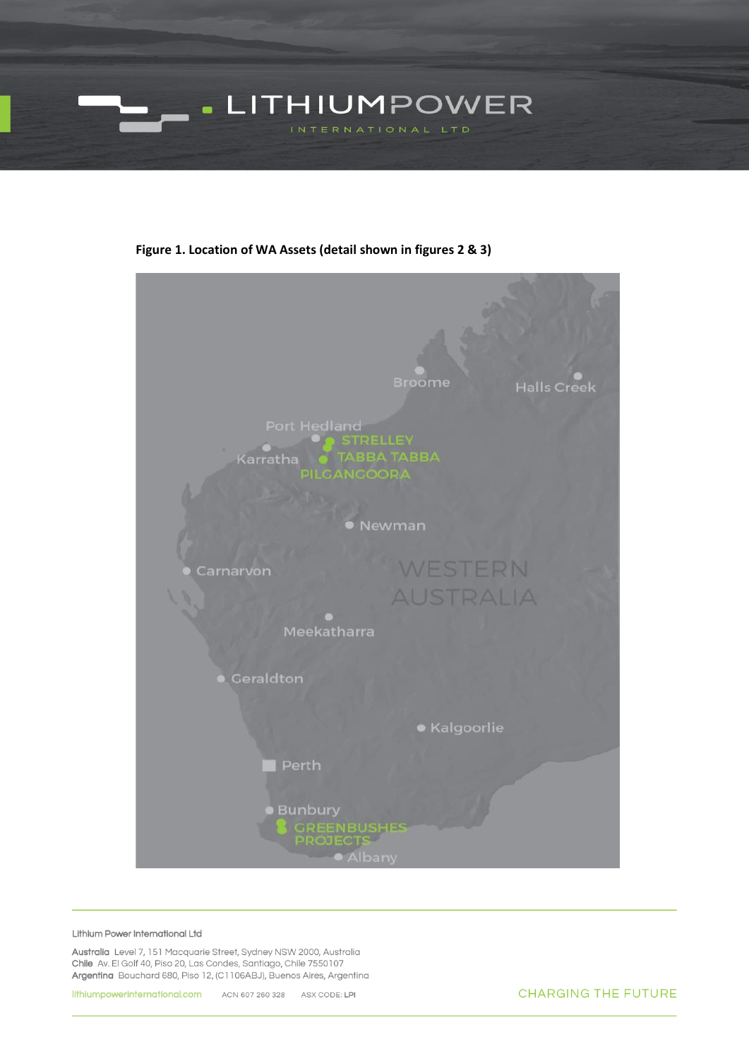**Figure 1. Location of WA Assets (detail shown in figures 2 & 3)**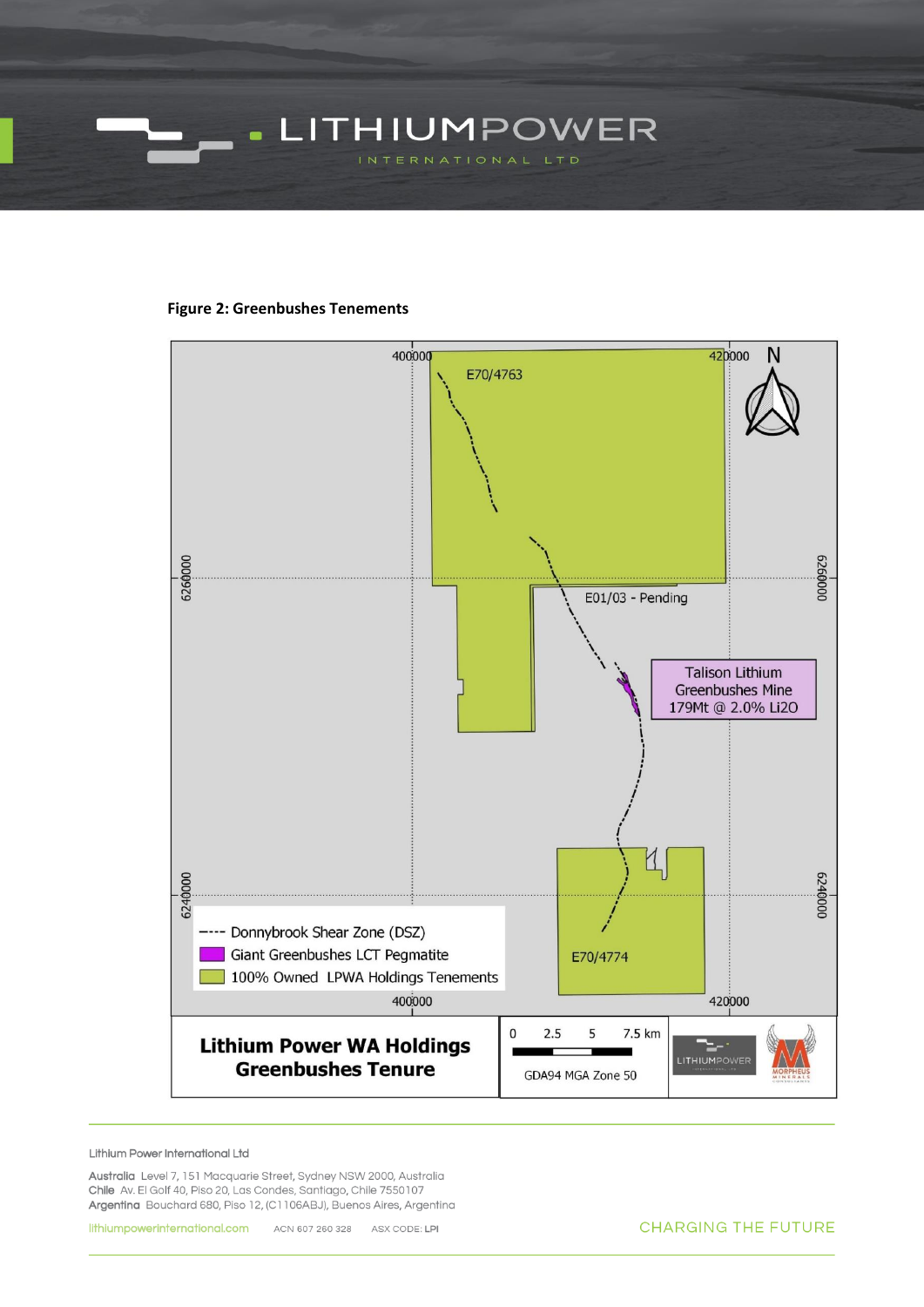**Figure 2: Greenbushes Tenements**

400000
420000
N
E70/4763
6260000
6260000
E01/03 - Pending
Talison Lithium
Greenbushes Mine
179Mt @ 2.0% Li2O
6240000
6240000
Donnybrook Shear Zone (DSZ)
Giant Greenbushes LCT Pegmatite
100% Owned LPWA Holdings Tenements
E70/4774
400000
420000

**Lithium Power WA Holdings Greenbushes Tenure**

0 2.5 5 7.5 km
GDA94 MGA Zone 50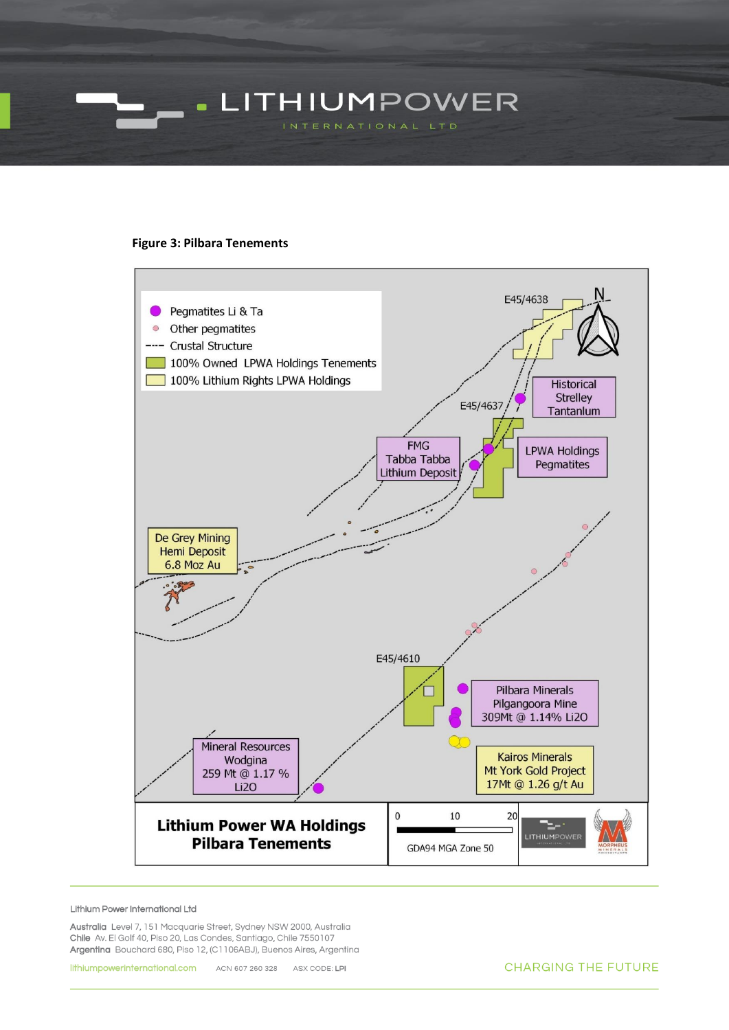**Figure 3: Pilbara Tenements**

Pegmatites Li & Ta
Other pegmatites
Crustal Structure
100% Owned LPWA Holdings Tenements
100% Lithium Rights LPWA Holdings

N

E45/4638

E45/4637

Historical Strelley Tantanlum

FMG Tabba Tabba Lithium Deposit

LPWA Holdings Pegmatites

De Grey Mining Hemi Deposit 6.8 Moz Au

E45/4610

Pilbara Minerals Pilgangoora Mine 309Mt @ 1.14% Li2O

Kairos Minerals Mt York Gold Project 17Mt @ 1.26 g/t Au

Mineral Resources Wodgina 259 Mt @ 1.17 % Li2O

**Lithium Power WA Holdings Pilbara Tenements**

0 10 20

GDA94 MGA Zone 50

LITHIUMPOWER

MORPHEUS MINERALS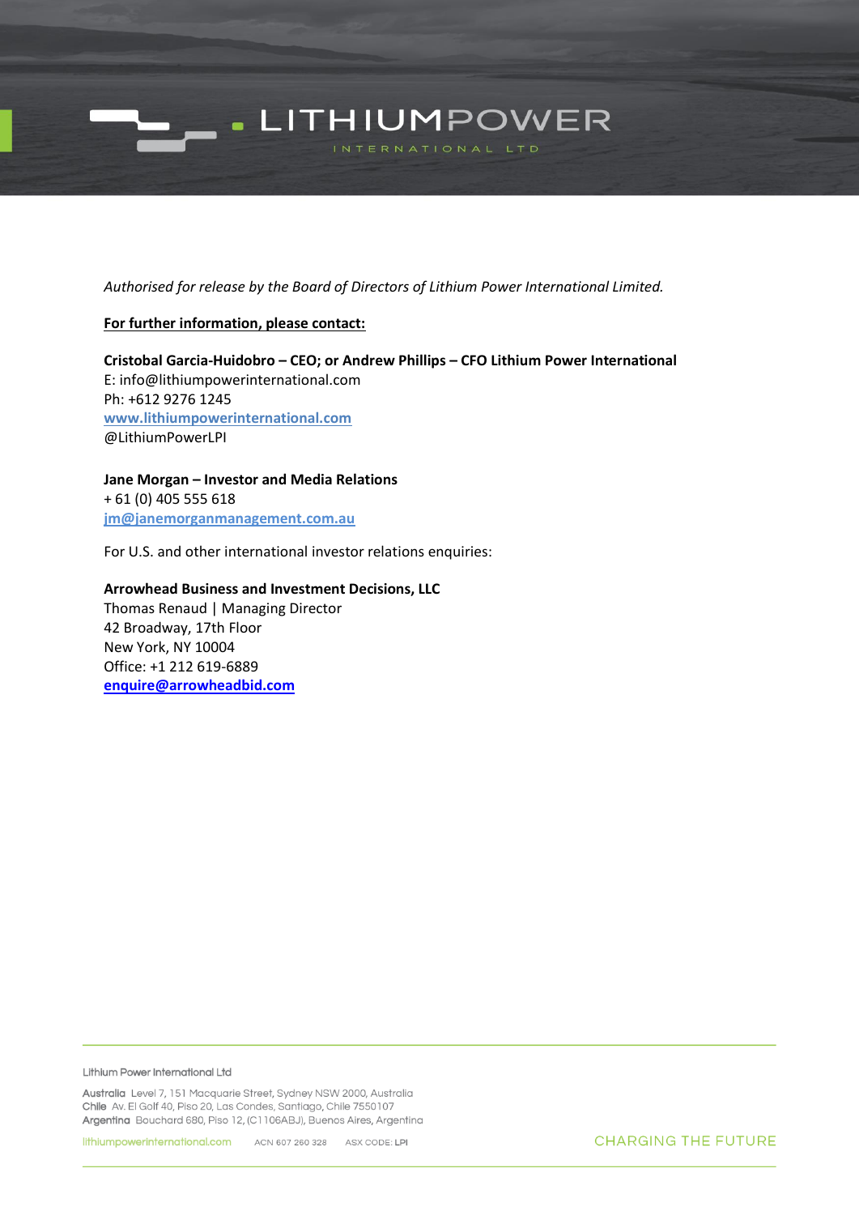*Authorised for release by the Board of Directors of Lithium Power International Limited.*

**For further information, please contact:**

**Cristobal Garcia-Huidobro – CEO; or Andrew Phillips – CFO Lithium Power International**
E: info@lithiumpowerinternational.com
Ph: +612 9276 1245
www.lithiumpowerinternational.com
@LithiumPowerLPI

**Jane Morgan – Investor and Media Relations**
+ 61 (0) 405 555 618
jm@janemorganmanagement.com.au

For U.S. and other international investor relations enquiries:

**Arrowhead Business and Investment Decisions, LLC**
Thomas Renaud | Managing Director
42 Broadway, 17th Floor
New York, NY 10004
Office: +1 212 619-6889
**enquire@arrowheadbid.com**